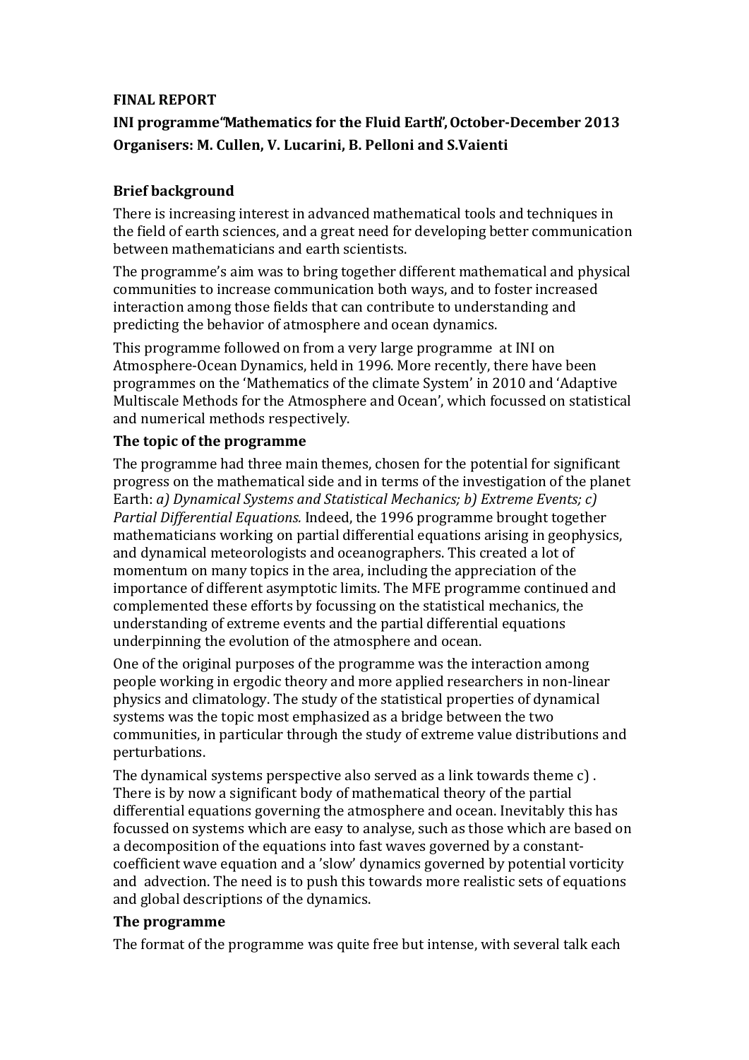**FINAL REPORT**

**INI programme "Mathematics for the Fluid Earth", October-December 2013**

**Organisers: M. Cullen, V. Lucarini, B. Pelloni and S.Vaienti**

## Brief background

There is increasing interest in advanced mathematical tools and techniques in the field of earth sciences, and a great need for developing better communication between mathematicians and earth scientists.

The programme's aim was to bring together different mathematical and physical communities to increase communication both ways, and to foster increased interaction among those fields that can contribute to understanding and predicting the behavior of atmosphere and ocean dynamics.

This programme followed on from a very large programme at INI on Atmosphere-Ocean Dynamics, held in 1996. More recently, there have been programmes on the 'Mathematics of the climate System' in 2010 and 'Adaptive Multiscale Methods for the Atmosphere and Ocean', which focussed on statistical and numerical methods respectively.

## The topic of the programme

The programme had three main themes, chosen for the potential for significant progress on the mathematical side and in terms of the investigation of the planet Earth: *a) Dynamical Systems and Statistical Mechanics; b) Extreme Events; c) Partial Differential Equations.* Indeed, the 1996 programme brought together mathematicians working on partial differential equations arising in geophysics, and dynamical meteorologists and oceanographers. This created a lot of momentum on many topics in the area, including the appreciation of the importance of different asymptotic limits. The MFE programme continued and complemented these efforts by focussing on the statistical mechanics, the understanding of extreme events and the partial differential equations underpinning the evolution of the atmosphere and ocean.

One of the original purposes of the programme was the interaction among people working in ergodic theory and more applied researchers in non-linear physics and climatology. The study of the statistical properties of dynamical systems was the topic most emphasized as a bridge between the two communities, in particular through the study of extreme value distributions and perturbations.

The dynamical systems perspective also served as a link towards theme c) . There is by now a significant body of mathematical theory of the partial differential equations governing the atmosphere and ocean. Inevitably this has focussed on systems which are easy to analyse, such as those which are based on a decomposition of the equations into fast waves governed by a constant-coefficient wave equation and a 'slow' dynamics governed by potential vorticity and advection. The need is to push this towards more realistic sets of equations and global descriptions of the dynamics.

## The programme

The format of the programme was quite free but intense, with several talk each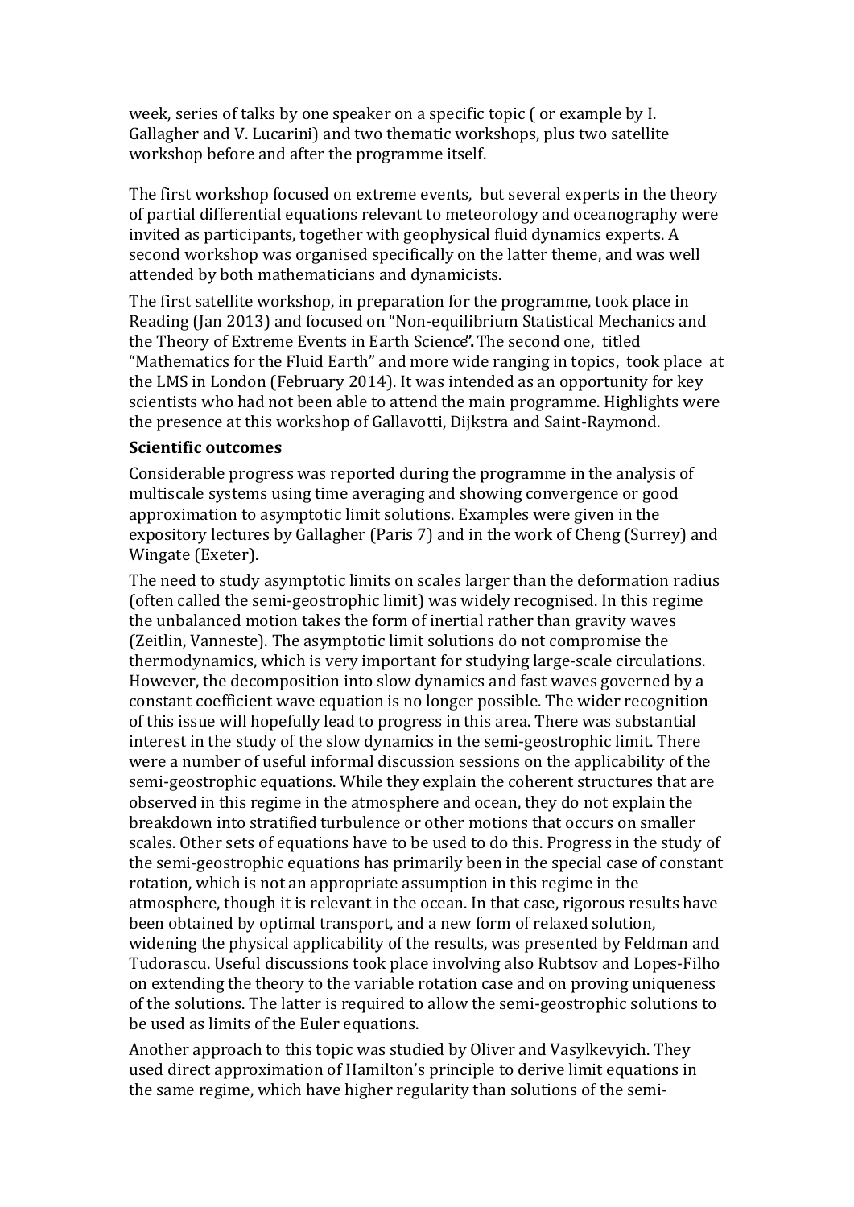week, series of talks by one speaker on a specific topic ( or example by I. Gallagher and V. Lucarini) and two thematic workshops, plus two satellite workshop before and after the programme itself.

The first workshop focused on extreme events, but several experts in the theory of partial differential equations relevant to meteorology and oceanography were invited as participants, together with geophysical fluid dynamics experts. A second workshop was organised specifically on the latter theme, and was well attended by both mathematicians and dynamicists.

The first satellite workshop, in preparation for the programme, took place in Reading (Jan 2013) and focused on "Non-equilibrium Statistical Mechanics and the Theory of Extreme Events in Earth Science**".** The second one, titled "Mathematics for the Fluid Earth" and more wide ranging in topics, took place at the LMS in London (February 2014). It was intended as an opportunity for key scientists who had not been able to attend the main programme. Highlights were the presence at this workshop of Gallavotti, Dijkstra and Saint-Raymond.

**Scientific outcomes**

Considerable progress was reported during the programme in the analysis of multiscale systems using time averaging and showing convergence or good approximation to asymptotic limit solutions. Examples were given in the expository lectures by Gallagher (Paris 7) and in the work of Cheng (Surrey) and Wingate (Exeter).

The need to study asymptotic limits on scales larger than the deformation radius (often called the semi-geostrophic limit) was widely recognised. In this regime the unbalanced motion takes the form of inertial rather than gravity waves (Zeitlin, Vanneste). The asymptotic limit solutions do not compromise the thermodynamics, which is very important for studying large-scale circulations. However, the decomposition into slow dynamics and fast waves governed by a constant coefficient wave equation is no longer possible. The wider recognition of this issue will hopefully lead to progress in this area. There was substantial interest in the study of the slow dynamics in the semi-geostrophic limit. There were a number of useful informal discussion sessions on the applicability of the semi-geostrophic equations. While they explain the coherent structures that are observed in this regime in the atmosphere and ocean, they do not explain the breakdown into stratified turbulence or other motions that occurs on smaller scales. Other sets of equations have to be used to do this. Progress in the study of the semi-geostrophic equations has primarily been in the special case of constant rotation, which is not an appropriate assumption in this regime in the atmosphere, though it is relevant in the ocean. In that case, rigorous results have been obtained by optimal transport, and a new form of relaxed solution, widening the physical applicability of the results, was presented by Feldman and Tudorascu. Useful discussions took place involving also Rubtsov and Lopes-Filho on extending the theory to the variable rotation case and on proving uniqueness of the solutions. The latter is required to allow the semi-geostrophic solutions to be used as limits of the Euler equations.

Another approach to this topic was studied by Oliver and Vasylkevyich. They used direct approximation of Hamilton's principle to derive limit equations in the same regime, which have higher regularity than solutions of the semi-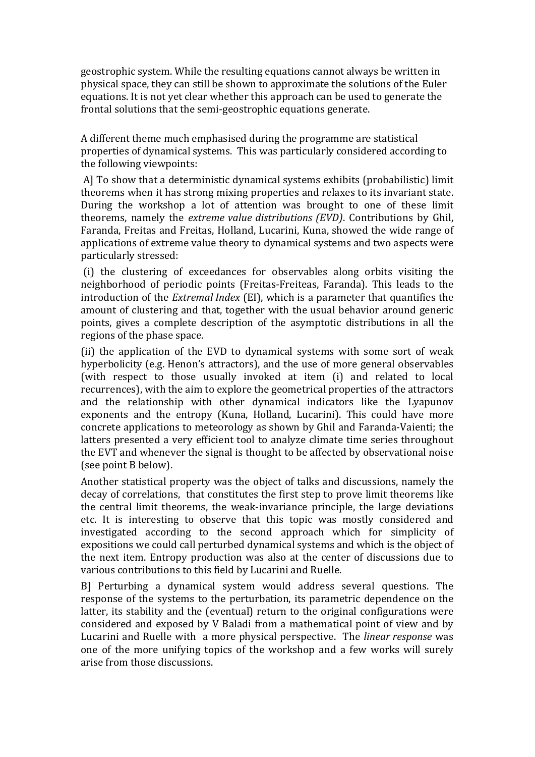geostrophic system. While the resulting equations cannot always be written in physical space, they can still be shown to approximate the solutions of the Euler equations. It is not yet clear whether this approach can be used to generate the frontal solutions that the semi-geostrophic equations generate.

A different theme much emphasised during the programme are statistical properties of dynamical systems. This was particularly considered according to the following viewpoints:

A] To show that a deterministic dynamical systems exhibits (probabilistic) limit theorems when it has strong mixing properties and relaxes to its invariant state. During the workshop a lot of attention was brought to one of these limit theorems, namely the *extreme value distributions (EVD)*. Contributions by Ghil, Faranda, Freitas and Freitas, Holland, Lucarini, Kuna, showed the wide range of applications of extreme value theory to dynamical systems and two aspects were particularly stressed:

(i) the clustering of exceedances for observables along orbits visiting the neighborhood of periodic points (Freitas-Freiteas, Faranda). This leads to the introduction of the *Extremal Index* (EI), which is a parameter that quantifies the amount of clustering and that, together with the usual behavior around generic points, gives a complete description of the asymptotic distributions in all the regions of the phase space.

(ii) the application of the EVD to dynamical systems with some sort of weak hyperbolicity (e.g. Henon's attractors), and the use of more general observables (with respect to those usually invoked at item (i) and related to local recurrences), with the aim to explore the geometrical properties of the attractors and the relationship with other dynamical indicators like the Lyapunov exponents and the entropy (Kuna, Holland, Lucarini). This could have more concrete applications to meteorology as shown by Ghil and Faranda-Vaienti; the latters presented a very efficient tool to analyze climate time series throughout the EVT and whenever the signal is thought to be affected by observational noise (see point B below).

Another statistical property was the object of talks and discussions, namely the decay of correlations, that constitutes the first step to prove limit theorems like the central limit theorems, the weak-invariance principle, the large deviations etc. It is interesting to observe that this topic was mostly considered and investigated according to the second approach which for simplicity of expositions we could call perturbed dynamical systems and which is the object of the next item. Entropy production was also at the center of discussions due to various contributions to this field by Lucarini and Ruelle.

B] Perturbing a dynamical system would address several questions. The response of the systems to the perturbation, its parametric dependence on the latter, its stability and the (eventual) return to the original configurations were considered and exposed by V Baladi from a mathematical point of view and by Lucarini and Ruelle with a more physical perspective. The *linear response* was one of the more unifying topics of the workshop and a few works will surely arise from those discussions.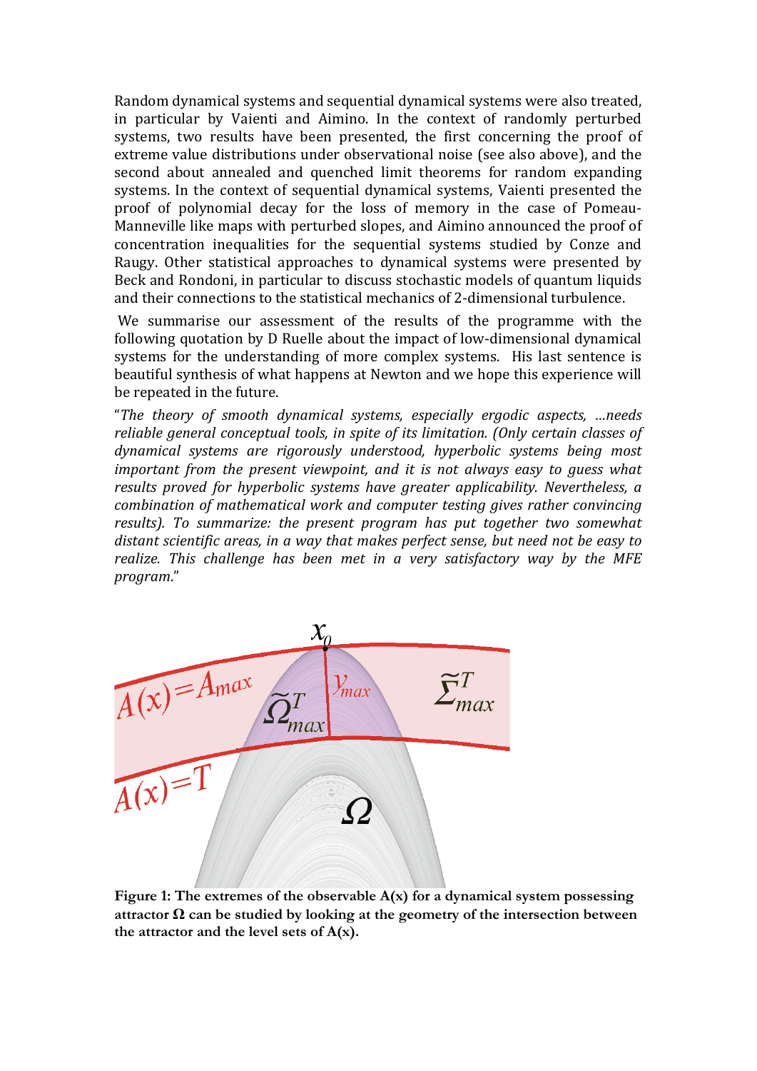Random dynamical systems and sequential dynamical systems were also treated, in particular by Vaienti and Aimino. In the context of randomly perturbed systems, two results have been presented, the first concerning the proof of extreme value distributions under observational noise (see also above), and the second about annealed and quenched limit theorems for random expanding systems. In the context of sequential dynamical systems, Vaienti presented the proof of polynomial decay for the loss of memory in the case of Pomeau-Manneville like maps with perturbed slopes, and Aimino announced the proof of concentration inequalities for the sequential systems studied by Conze and Raugy. Other statistical approaches to dynamical systems were presented by Beck and Rondoni, in particular to discuss stochastic models of quantum liquids and their connections to the statistical mechanics of 2-dimensional turbulence.

We summarise our assessment of the results of the programme with the following quotation by D Ruelle about the impact of low-dimensional dynamical systems for the understanding of more complex systems. His last sentence is beautiful synthesis of what happens at Newton and we hope this experience will be repeated in the future.

"*The theory of smooth dynamical systems, especially ergodic aspects, …needs reliable general conceptual tools, in spite of its limitation. (Only certain classes of dynamical systems are rigorously understood, hyperbolic systems being most important from the present viewpoint, and it is not always easy to guess what results proved for hyperbolic systems have greater applicability. Nevertheless, a combination of mathematical work and computer testing gives rather convincing results). To summarize: the present program has put together two somewhat distant scientific areas, in a way that makes perfect sense, but need not be easy to realize. This challenge has been met in a very satisfactory way by the MFE program*."

**Figure 1: The extremes of the observable A(x) for a dynamical system possessing attractor $\Omega$ can be studied by looking at the geometry of the intersection between the attractor and the level sets of A(x).**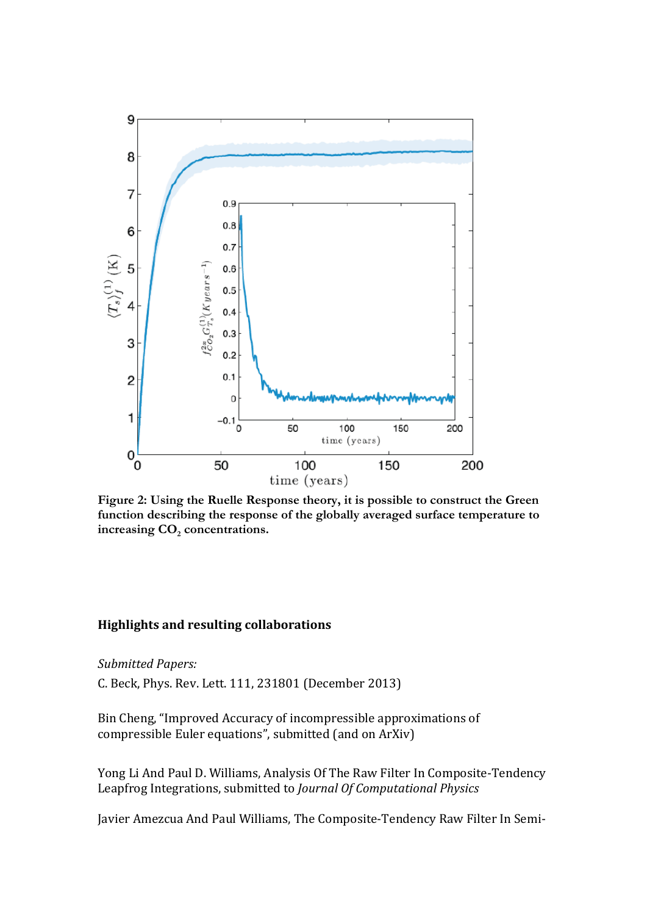**Figure 2: Using the Ruelle Response theory, it is possible to construct the Green function describing the response of the globally averaged surface temperature to increasing $CO_2$ concentrations.**

## Highlights and resulting collaborations

*Submitted Papers:*

C. Beck, Phys. Rev. Lett. 111, 231801 (December 2013)

Bin Cheng, "Improved Accuracy of incompressible approximations of compressible Euler equations", submitted (and on ArXiv)

Yong Li And Paul D. Williams, Analysis Of The Raw Filter In Composite-Tendency Leapfrog Integrations, submitted to *Journal Of Computational Physics*

Javier Amezcua And Paul Williams, The Composite-Tendency Raw Filter In Semi-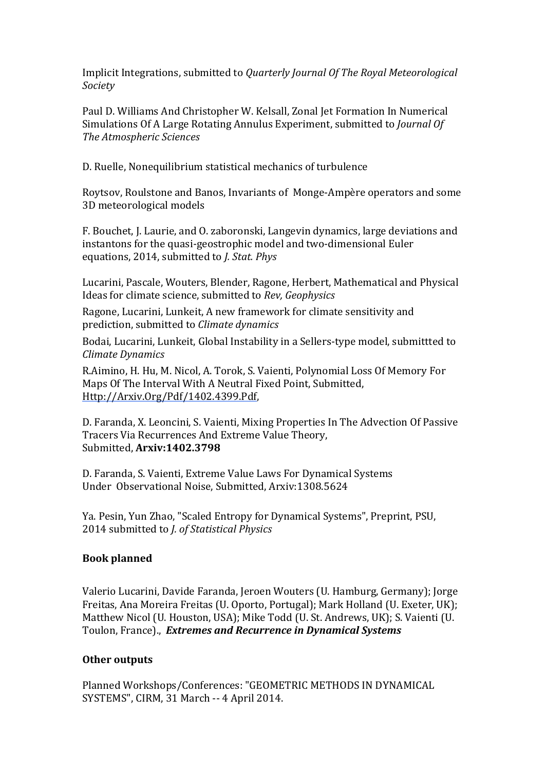Implicit Integrations, submitted to *Quarterly Journal Of The Royal Meteorological Society*

Paul D. Williams And Christopher W. Kelsall, Zonal Jet Formation In Numerical Simulations Of A Large Rotating Annulus Experiment, submitted to *Journal Of The Atmospheric Sciences*

D. Ruelle, Nonequilibrium statistical mechanics of turbulence

Roytsov, Roulstone and Banos, Invariants of Monge-Ampère operators and some 3D meteorological models

F. Bouchet, J. Laurie, and O. zaboronski, Langevin dynamics, large deviations and instantons for the quasi-geostrophic model and two-dimensional Euler equations, 2014, submitted to *J. Stat. Phys*

Lucarini, Pascale, Wouters, Blender, Ragone, Herbert, Mathematical and Physical Ideas for climate science, submitted to *Rev, Geophysics*

Ragone, Lucarini, Lunkeit, A new framework for climate sensitivity and prediction, submitted to *Climate dynamics*

Bodai, Lucarini, Lunkeit, Global Instability in a Sellers-type model, submittted to *Climate Dynamics*

R.Aimino, H. Hu, M. Nicol, A. Torok, S. Vaienti, Polynomial Loss Of Memory For Maps Of The Interval With A Neutral Fixed Point, Submitted, Http://Arxiv.Org/Pdf/1402.4399.Pdf,

D. Faranda, X. Leoncini, S. Vaienti, Mixing Properties In The Advection Of Passive Tracers Via Recurrences And Extreme Value Theory, Submitted, **Arxiv:1402.3798**

D. Faranda, S. Vaienti, Extreme Value Laws For Dynamical Systems Under Observational Noise, Submitted, Arxiv:1308.5624

Ya. Pesin, Yun Zhao, "Scaled Entropy for Dynamical Systems", Preprint, PSU, 2014 submitted to *J. of Statistical Physics*

**Book planned**

Valerio Lucarini, Davide Faranda, Jeroen Wouters (U. Hamburg, Germany); Jorge Freitas, Ana Moreira Freitas (U. Oporto, Portugal); Mark Holland (U. Exeter, UK); Matthew Nicol (U. Houston, USA); Mike Todd (U. St. Andrews, UK); S. Vaienti (U. Toulon, France)., ***Extremes and Recurrence in Dynamical Systems***

**Other outputs**

Planned Workshops/Conferences: "GEOMETRIC METHODS IN DYNAMICAL SYSTEMS", CIRM, 31 March -- 4 April 2014.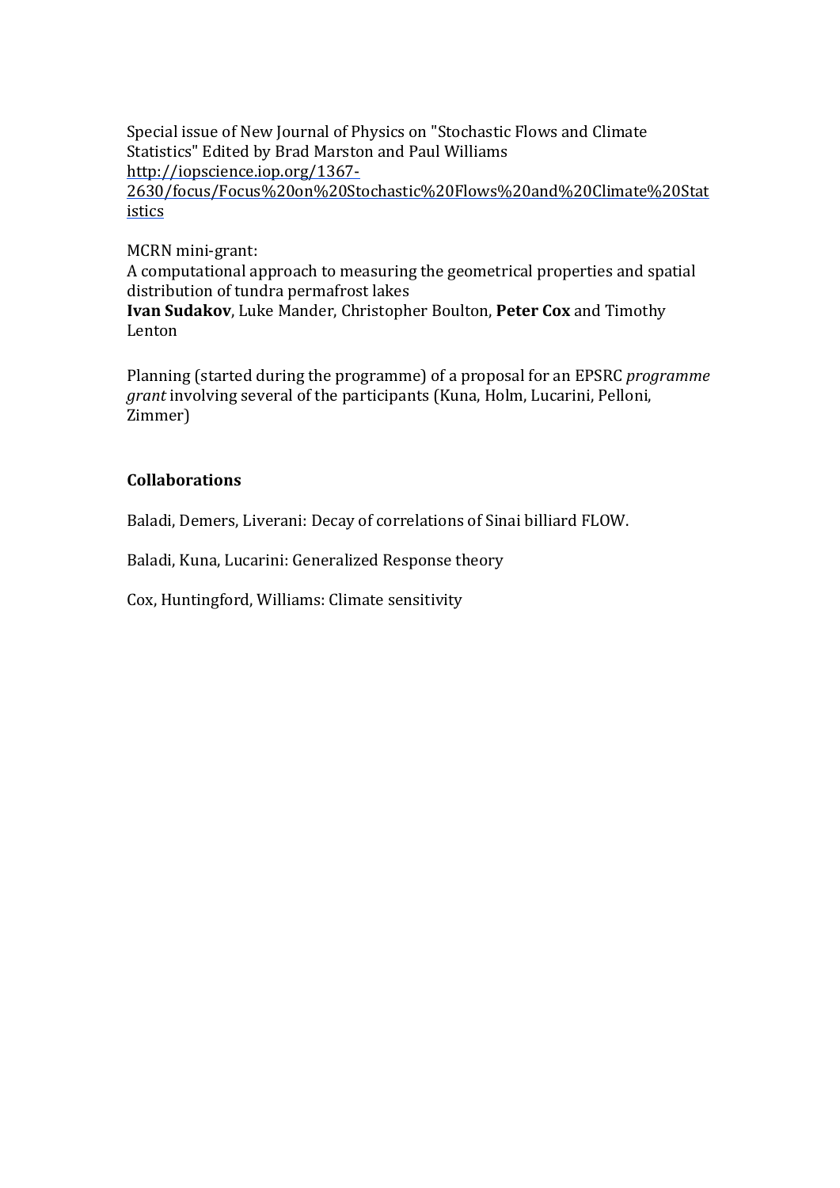Special issue of New Journal of Physics on "Stochastic Flows and Climate Statistics" Edited by Brad Marston and Paul Williams
http://iopscience.iop.org/1367-2630/focus/Focus%20on%20Stochastic%20Flows%20and%20Climate%20Statistics

MCRN mini-grant:
A computational approach to measuring the geometrical properties and spatial distribution of tundra permafrost lakes
**Ivan Sudakov**, Luke Mander, Christopher Boulton, **Peter Cox** and Timothy Lenton

Planning (started during the programme) of a proposal for an EPSRC *programme grant* involving several of the participants (Kuna, Holm, Lucarini, Pelloni, Zimmer)

**Collaborations**

Baladi, Demers, Liverani: Decay of correlations of Sinai billiard FLOW.

Baladi, Kuna, Lucarini: Generalized Response theory

Cox, Huntingford, Williams: Climate sensitivity